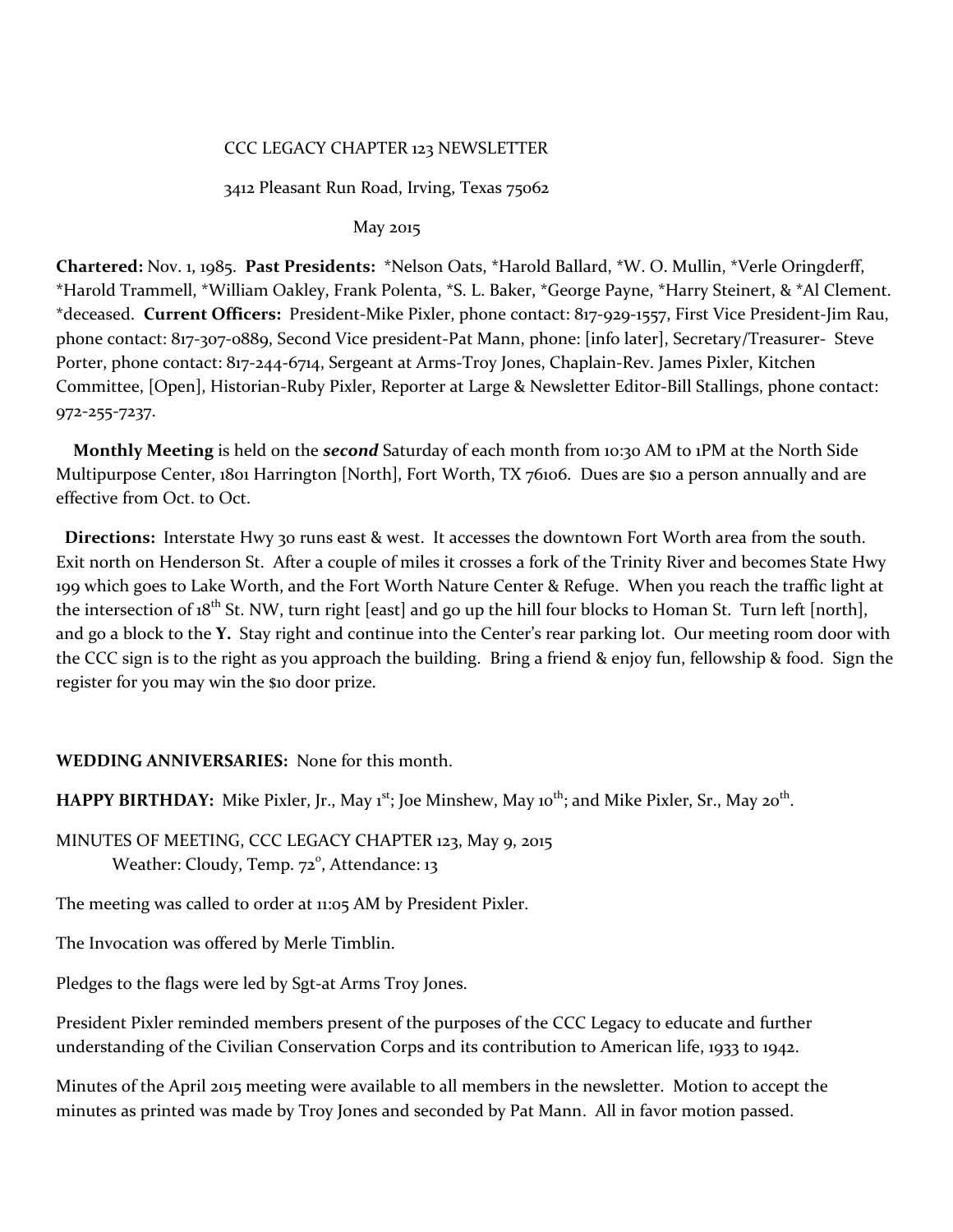CCC LEGACY CHAPTER 123 NEWSLETTER

3412 Pleasant Run Road, Irving, Texas 75062

May 2015

**Chartered:** Nov. 1, 1985. **Past Presidents:** *Nelson Oats, *Harold Ballard, *W. O. Mullin, *Verle Oringderff, *Harold Trammell, *William Oakley, Frank Polenta, *S. L. Baker, *George Payne, *Harry Steinert, & *Al Clement. *deceased. **Current Officers:** President-Mike Pixler, phone contact: 817-929-1557, First Vice President-Jim Rau, phone contact: 817-307-0889, Second Vice president-Pat Mann, phone: [info later], Secretary/Treasurer- Steve Porter, phone contact: 817-244-6714, Sergeant at Arms-Troy Jones, Chaplain-Rev. James Pixler, Kitchen Committee, [Open], Historian-Ruby Pixler, Reporter at Large & Newsletter Editor-Bill Stallings, phone contact: 972-255-7237.

**Monthly Meeting** is held on the ***second*** Saturday of each month from 10:30 AM to 1PM at the North Side Multipurpose Center, 1801 Harrington [North], Fort Worth, TX 76106. Dues are $10 a person annually and are effective from Oct. to Oct.

**Directions:** Interstate Hwy 30 runs east & west. It accesses the downtown Fort Worth area from the south. Exit north on Henderson St. After a couple of miles it crosses a fork of the Trinity River and becomes State Hwy 199 which goes to Lake Worth, and the Fort Worth Nature Center & Refuge. When you reach the traffic light at the intersection of 18th St. NW, turn right [east] and go up the hill four blocks to Homan St. Turn left [north], and go a block to the **Y.** Stay right and continue into the Center's rear parking lot. Our meeting room door with the CCC sign is to the right as you approach the building. Bring a friend & enjoy fun, fellowship & food. Sign the register for you may win the $10 door prize.

**WEDDING ANNIVERSARIES:** None for this month.

**HAPPY BIRTHDAY:** Mike Pixler, Jr., May 1st; Joe Minshew, May 10th; and Mike Pixler, Sr., May 20th.

MINUTES OF MEETING, CCC LEGACY CHAPTER 123, May 9, 2015
Weather: Cloudy, Temp. 72°, Attendance: 13

The meeting was called to order at 11:05 AM by President Pixler.

The Invocation was offered by Merle Timblin.

Pledges to the flags were led by Sgt-at Arms Troy Jones.

President Pixler reminded members present of the purposes of the CCC Legacy to educate and further understanding of the Civilian Conservation Corps and its contribution to American life, 1933 to 1942.

Minutes of the April 2015 meeting were available to all members in the newsletter. Motion to accept the minutes as printed was made by Troy Jones and seconded by Pat Mann. All in favor motion passed.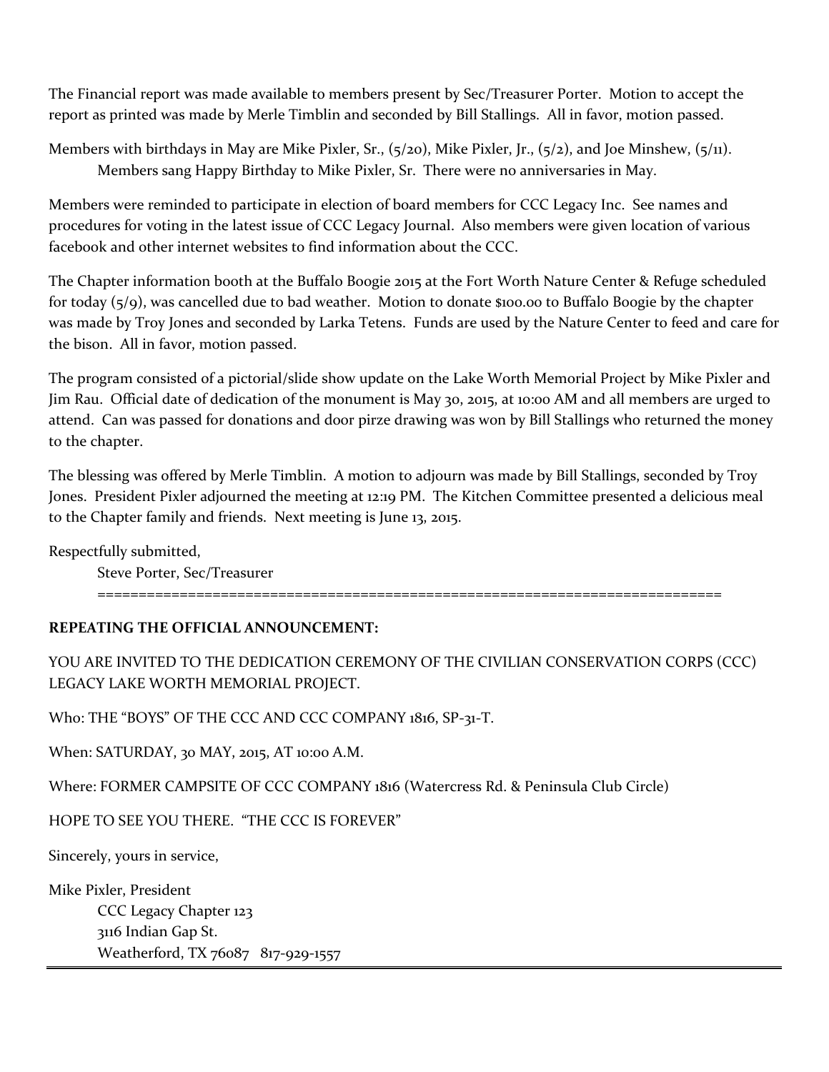The Financial report was made available to members present by Sec/Treasurer Porter. Motion to accept the report as printed was made by Merle Timblin and seconded by Bill Stallings. All in favor, motion passed.

Members with birthdays in May are Mike Pixler, Sr., (5/20), Mike Pixler, Jr., (5/2), and Joe Minshew, (5/11).
Members sang Happy Birthday to Mike Pixler, Sr. There were no anniversaries in May.

Members were reminded to participate in election of board members for CCC Legacy Inc. See names and procedures for voting in the latest issue of CCC Legacy Journal. Also members were given location of various facebook and other internet websites to find information about the CCC.

The Chapter information booth at the Buffalo Boogie 2015 at the Fort Worth Nature Center & Refuge scheduled for today (5/9), was cancelled due to bad weather. Motion to donate $100.00 to Buffalo Boogie by the chapter was made by Troy Jones and seconded by Larka Tetens. Funds are used by the Nature Center to feed and care for the bison. All in favor, motion passed.

The program consisted of a pictorial/slide show update on the Lake Worth Memorial Project by Mike Pixler and Jim Rau. Official date of dedication of the monument is May 30, 2015, at 10:00 AM and all members are urged to attend. Can was passed for donations and door pirze drawing was won by Bill Stallings who returned the money to the chapter.

The blessing was offered by Merle Timblin. A motion to adjourn was made by Bill Stallings, seconded by Troy Jones. President Pixler adjourned the meeting at 12:19 PM. The Kitchen Committee presented a delicious meal to the Chapter family and friends. Next meeting is June 13, 2015.

Respectfully submitted,

Steve Porter, Sec/Treasurer

==========================================================================

**REPEATING THE OFFICIAL ANNOUNCEMENT:**

YOU ARE INVITED TO THE DEDICATION CEREMONY OF THE CIVILIAN CONSERVATION CORPS (CCC) LEGACY LAKE WORTH MEMORIAL PROJECT.

Who: THE "BOYS" OF THE CCC AND CCC COMPANY 1816, SP-31-T.

When: SATURDAY, 30 MAY, 2015, AT 10:00 A.M.

Where: FORMER CAMPSITE OF CCC COMPANY 1816 (Watercress Rd. & Peninsula Club Circle)

HOPE TO SEE YOU THERE. "THE CCC IS FOREVER"

Sincerely, yours in service,

Mike Pixler, President
CCC Legacy Chapter 123
3116 Indian Gap St.
Weatherford, TX 76087 817-929-1557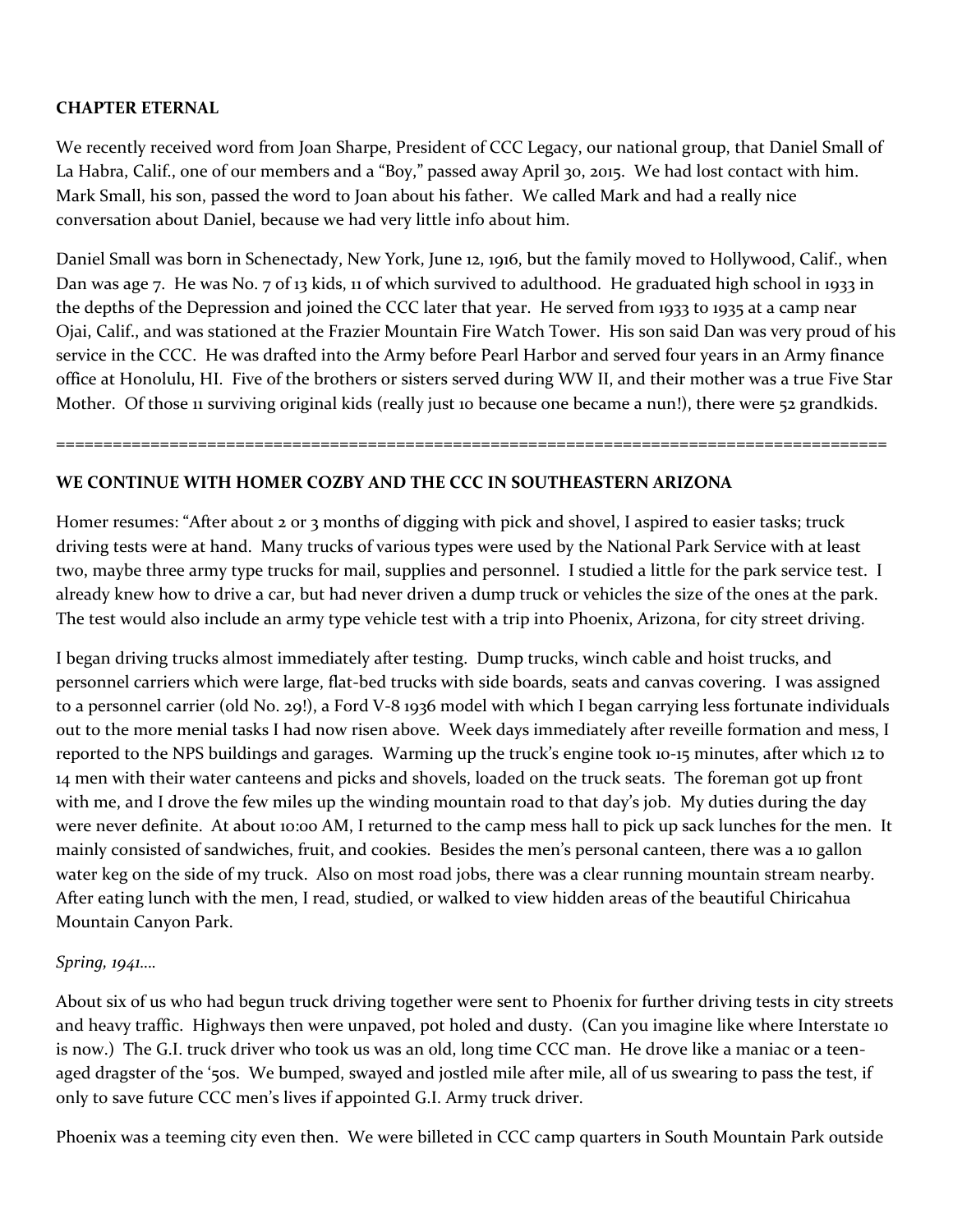**CHAPTER ETERNAL**

We recently received word from Joan Sharpe, President of CCC Legacy, our national group, that Daniel Small of La Habra, Calif., one of our members and a "Boy," passed away April 30, 2015. We had lost contact with him. Mark Small, his son, passed the word to Joan about his father. We called Mark and had a really nice conversation about Daniel, because we had very little info about him.

Daniel Small was born in Schenectady, New York, June 12, 1916, but the family moved to Hollywood, Calif., when Dan was age 7. He was No. 7 of 13 kids, 11 of which survived to adulthood. He graduated high school in 1933 in the depths of the Depression and joined the CCC later that year. He served from 1933 to 1935 at a camp near Ojai, Calif., and was stationed at the Frazier Mountain Fire Watch Tower. His son said Dan was very proud of his service in the CCC. He was drafted into the Army before Pearl Harbor and served four years in an Army finance office at Honolulu, HI. Five of the brothers or sisters served during WW II, and their mother was a true Five Star Mother. Of those 11 surviving original kids (really just 10 because one became a nun!), there were 52 grandkids.

==========================================================================================

**WE CONTINUE WITH HOMER COZBY AND THE CCC IN SOUTHEASTERN ARIZONA**

Homer resumes: "After about 2 or 3 months of digging with pick and shovel, I aspired to easier tasks; truck driving tests were at hand. Many trucks of various types were used by the National Park Service with at least two, maybe three army type trucks for mail, supplies and personnel. I studied a little for the park service test. I already knew how to drive a car, but had never driven a dump truck or vehicles the size of the ones at the park. The test would also include an army type vehicle test with a trip into Phoenix, Arizona, for city street driving.

I began driving trucks almost immediately after testing. Dump trucks, winch cable and hoist trucks, and personnel carriers which were large, flat-bed trucks with side boards, seats and canvas covering. I was assigned to a personnel carrier (old No. 29!), a Ford V-8 1936 model with which I began carrying less fortunate individuals out to the more menial tasks I had now risen above. Week days immediately after reveille formation and mess, I reported to the NPS buildings and garages. Warming up the truck's engine took 10-15 minutes, after which 12 to 14 men with their water canteens and picks and shovels, loaded on the truck seats. The foreman got up front with me, and I drove the few miles up the winding mountain road to that day's job. My duties during the day were never definite. At about 10:00 AM, I returned to the camp mess hall to pick up sack lunches for the men. It mainly consisted of sandwiches, fruit, and cookies. Besides the men's personal canteen, there was a 10 gallon water keg on the side of my truck. Also on most road jobs, there was a clear running mountain stream nearby. After eating lunch with the men, I read, studied, or walked to view hidden areas of the beautiful Chiricahua Mountain Canyon Park.

*Spring, 1941….*

About six of us who had begun truck driving together were sent to Phoenix for further driving tests in city streets and heavy traffic. Highways then were unpaved, pot holed and dusty. (Can you imagine like where Interstate 10 is now.) The G.I. truck driver who took us was an old, long time CCC man. He drove like a maniac or a teen-aged dragster of the '50s. We bumped, swayed and jostled mile after mile, all of us swearing to pass the test, if only to save future CCC men's lives if appointed G.I. Army truck driver.

Phoenix was a teeming city even then. We were billeted in CCC camp quarters in South Mountain Park outside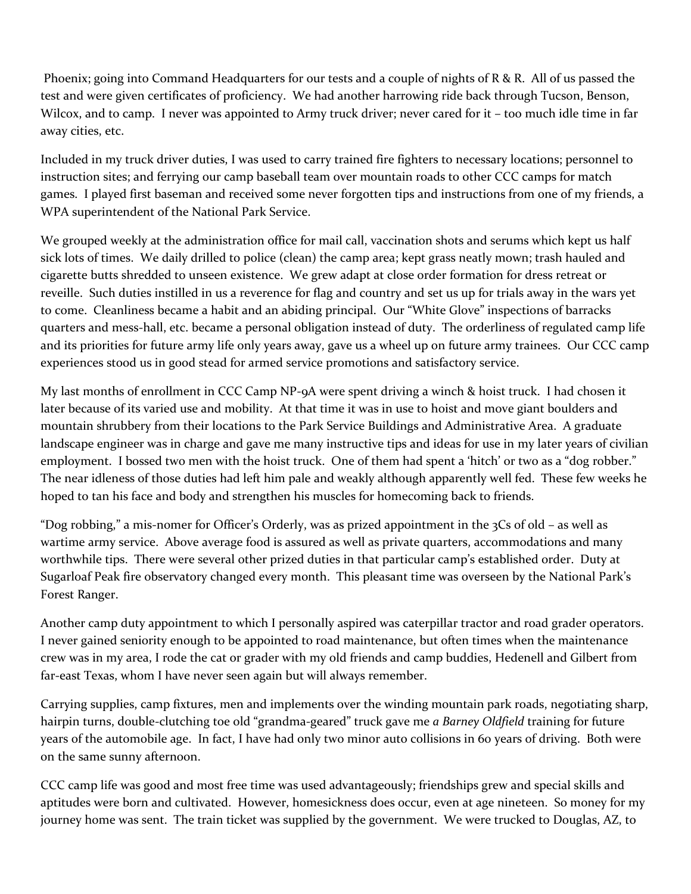Phoenix; going into Command Headquarters for our tests and a couple of nights of R & R. All of us passed the test and were given certificates of proficiency. We had another harrowing ride back through Tucson, Benson, Wilcox, and to camp. I never was appointed to Army truck driver; never cared for it – too much idle time in far away cities, etc.

Included in my truck driver duties, I was used to carry trained fire fighters to necessary locations; personnel to instruction sites; and ferrying our camp baseball team over mountain roads to other CCC camps for match games. I played first baseman and received some never forgotten tips and instructions from one of my friends, a WPA superintendent of the National Park Service.

We grouped weekly at the administration office for mail call, vaccination shots and serums which kept us half sick lots of times. We daily drilled to police (clean) the camp area; kept grass neatly mown; trash hauled and cigarette butts shredded to unseen existence. We grew adapt at close order formation for dress retreat or reveille. Such duties instilled in us a reverence for flag and country and set us up for trials away in the wars yet to come. Cleanliness became a habit and an abiding principal. Our "White Glove" inspections of barracks quarters and mess-hall, etc. became a personal obligation instead of duty. The orderliness of regulated camp life and its priorities for future army life only years away, gave us a wheel up on future army trainees. Our CCC camp experiences stood us in good stead for armed service promotions and satisfactory service.

My last months of enrollment in CCC Camp NP-9A were spent driving a winch & hoist truck. I had chosen it later because of its varied use and mobility. At that time it was in use to hoist and move giant boulders and mountain shrubbery from their locations to the Park Service Buildings and Administrative Area. A graduate landscape engineer was in charge and gave me many instructive tips and ideas for use in my later years of civilian employment. I bossed two men with the hoist truck. One of them had spent a 'hitch' or two as a "dog robber." The near idleness of those duties had left him pale and weakly although apparently well fed. These few weeks he hoped to tan his face and body and strengthen his muscles for homecoming back to friends.

"Dog robbing," a mis-nomer for Officer's Orderly, was as prized appointment in the 3Cs of old – as well as wartime army service. Above average food is assured as well as private quarters, accommodations and many worthwhile tips. There were several other prized duties in that particular camp's established order. Duty at Sugarloaf Peak fire observatory changed every month. This pleasant time was overseen by the National Park's Forest Ranger.

Another camp duty appointment to which I personally aspired was caterpillar tractor and road grader operators. I never gained seniority enough to be appointed to road maintenance, but often times when the maintenance crew was in my area, I rode the cat or grader with my old friends and camp buddies, Hedenell and Gilbert from far-east Texas, whom I have never seen again but will always remember.

Carrying supplies, camp fixtures, men and implements over the winding mountain park roads, negotiating sharp, hairpin turns, double-clutching toe old "grandma-geared" truck gave me *a Barney Oldfield* training for future years of the automobile age. In fact, I have had only two minor auto collisions in 60 years of driving. Both were on the same sunny afternoon.

CCC camp life was good and most free time was used advantageously; friendships grew and special skills and aptitudes were born and cultivated. However, homesickness does occur, even at age nineteen. So money for my journey home was sent. The train ticket was supplied by the government. We were trucked to Douglas, AZ, to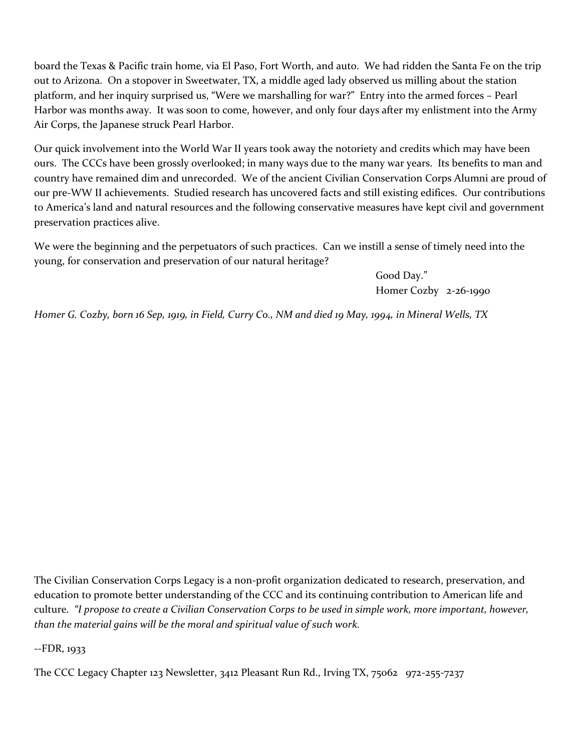board the Texas & Pacific train home, via El Paso, Fort Worth, and auto. We had ridden the Santa Fe on the trip out to Arizona. On a stopover in Sweetwater, TX, a middle aged lady observed us milling about the station platform, and her inquiry surprised us, "Were we marshalling for war?" Entry into the armed forces – Pearl Harbor was months away. It was soon to come, however, and only four days after my enlistment into the Army Air Corps, the Japanese struck Pearl Harbor.

Our quick involvement into the World War II years took away the notoriety and credits which may have been ours. The CCCs have been grossly overlooked; in many ways due to the many war years. Its benefits to man and country have remained dim and unrecorded. We of the ancient Civilian Conservation Corps Alumni are proud of our pre-WW II achievements. Studied research has uncovered facts and still existing edifices. Our contributions to America's land and natural resources and the following conservative measures have kept civil and government preservation practices alive.

We were the beginning and the perpetuators of such practices. Can we instill a sense of timely need into the young, for conservation and preservation of our natural heritage?

Good Day."
Homer Cozby 2-26-1990

*Homer G. Cozby, born 16 Sep, 1919, in Field, Curry Co., NM and died 19 May, 1994, in Mineral Wells, TX*

The Civilian Conservation Corps Legacy is a non-profit organization dedicated to research, preservation, and education to promote better understanding of the CCC and its continuing contribution to American life and culture. *"I propose to create a Civilian Conservation Corps to be used in simple work, more important, however, than the material gains will be the moral and spiritual value of such work.*

--FDR, 1933

The CCC Legacy Chapter 123 Newsletter, 3412 Pleasant Run Rd., Irving TX, 75062 972-255-7237